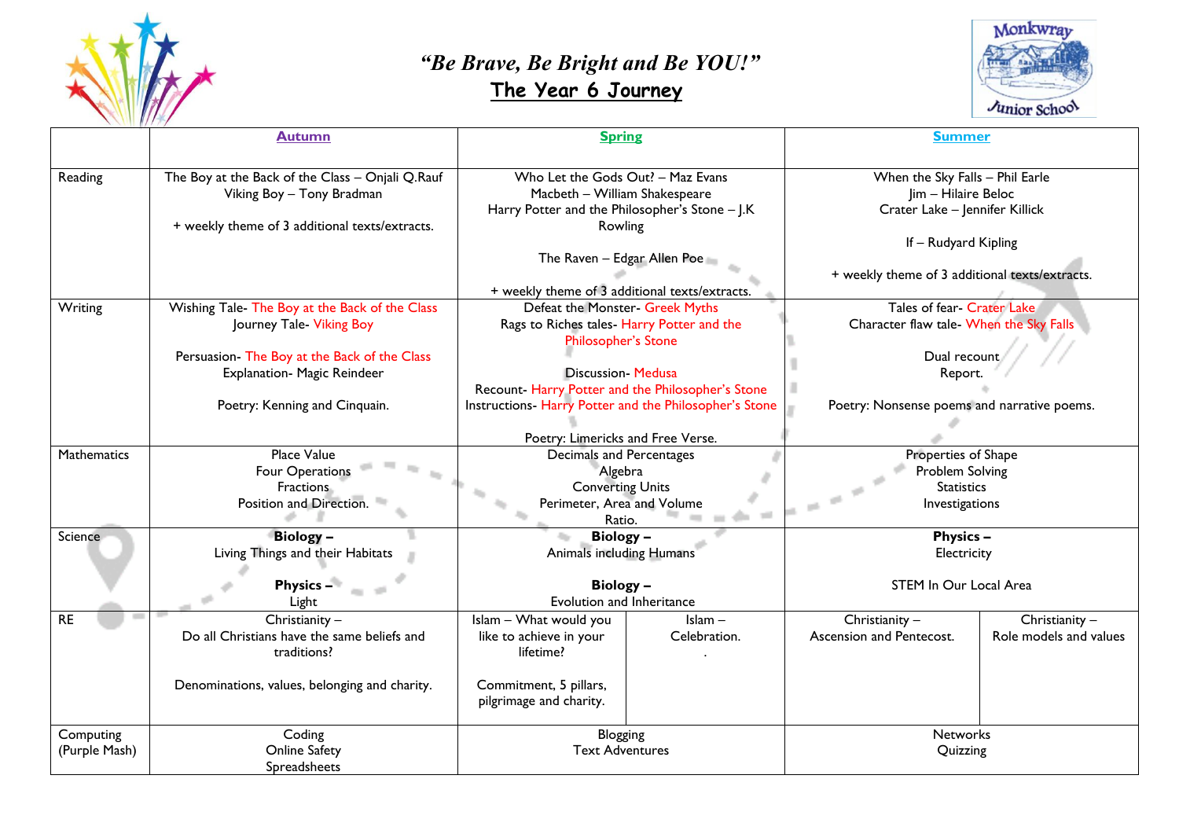# *"Be Brave, Be Bright and Be YOU!"*

## The Year 6 Journey

| | Autumn | Spring | | Summer | |
|---|---|---|---|---|---|
| Reading | The Boy at the Back of the Class – Onjali Q.Rauf<br>Viking Boy – Tony Bradman<br><br>+ weekly theme of 3 additional texts/extracts. | Who Let the Gods Out? – Maz Evans<br>Macbeth – William Shakespeare<br>Harry Potter and the Philosopher's Stone – J.K Rowling<br><br>The Raven – Edgar Allen Poe<br><br>+ weekly theme of 3 additional texts/extracts. | | When the Sky Falls – Phil Earle<br>Jim – Hilaire Beloc<br>Crater Lake – Jennifer Killick<br><br>If – Rudyard Kipling<br><br>+ weekly theme of 3 additional texts/extracts. | |
| Writing | Wishing Tale- The Boy at the Back of the Class<br>Journey Tale- Viking Boy<br><br>Persuasion- The Boy at the Back of the Class<br>Explanation- Magic Reindeer<br><br>Poetry: Kenning and Cinquain. | Defeat the Monster- Greek Myths<br>Rags to Riches tales- Harry Potter and the Philosopher's Stone<br><br>Discussion- Medusa<br>Recount- Harry Potter and the Philosopher's Stone<br>Instructions- Harry Potter and the Philosopher's Stone<br><br>Poetry: Limericks and Free Verse. | | Tales of fear- Crater Lake<br>Character flaw tale- When the Sky Falls<br><br>Dual recount<br>Report.<br><br>Poetry: Nonsense poems and narrative poems. | |
| Mathematics | Place Value<br>Four Operations<br>Fractions<br>Position and Direction. | Decimals and Percentages<br>Algebra<br>Converting Units<br>Perimeter, Area and Volume<br>Ratio. | | Properties of Shape<br>Problem Solving<br>Statistics<br>Investigations | |
| Science | **Biology –**<br>Living Things and their Habitats<br><br>**Physics –**<br>Light | **Biology –**<br>Animals including Humans<br><br>**Biology –**<br>Evolution and Inheritance | | **Physics –**<br>Electricity<br><br>STEM In Our Local Area | |
| RE | Christianity –<br>Do all Christians have the same beliefs and traditions?<br><br>Denominations, values, belonging and charity. | Islam – What would you like to achieve in your lifetime?<br><br>Commitment, 5 pillars, pilgrimage and charity. | Islam –<br>Celebration.<br>. | Christianity –<br>Ascension and Pentecost. | Christianity –<br>Role models and values |
| Computing (Purple Mash) | Coding<br>Online Safety<br>Spreadsheets | Blogging<br>Text Adventures | | Networks<br>Quizzing | |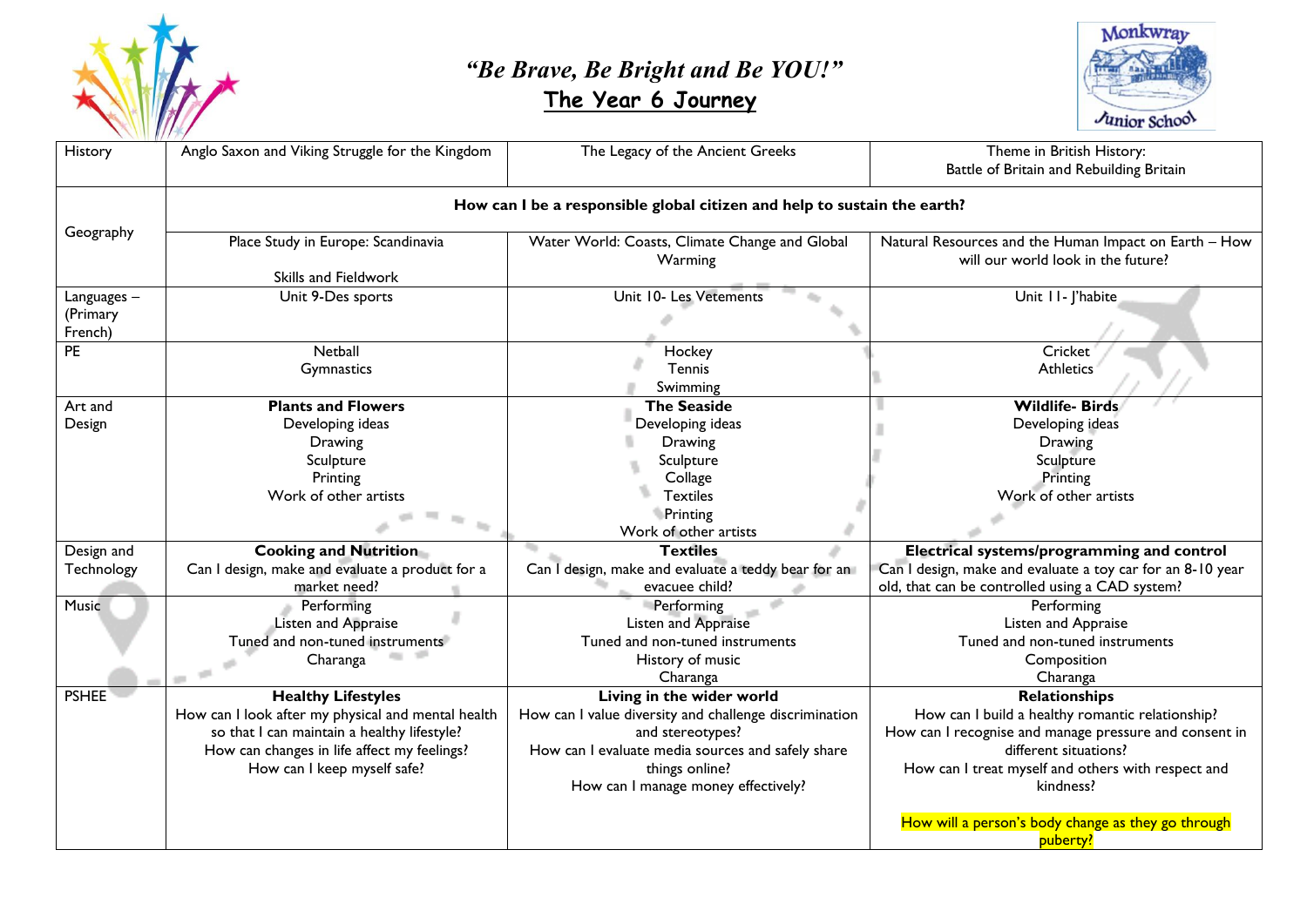# *"Be Brave, Be Bright and Be YOU!"*

## The Year 6 Journey

| | | | |
|---|---|---|---|
| History | Anglo Saxon and Viking Struggle for the Kingdom | The Legacy of the Ancient Greeks | Theme in British History: Battle of Britain and Rebuilding Britain |
| Geography | **How can I be a responsible global citizen and help to sustain the earth?** | | |
| | Place Study in Europe: Scandinavia<br><br>Skills and Fieldwork | Water World: Coasts, Climate Change and Global Warming | Natural Resources and the Human Impact on Earth – How will our world look in the future? |
| Languages – (Primary French) | Unit 9-Des sports | Unit 10- Les Vetements | Unit 11- J'habite |
| PE | Netball<br>Gymnastics | Hockey<br>Tennis<br>Swimming | Cricket<br>Athletics |
| Art and Design | **Plants and Flowers**<br>Developing ideas<br>Drawing<br>Sculpture<br>Printing<br>Work of other artists | **The Seaside**<br>Developing ideas<br>Drawing<br>Sculpture<br>Collage<br>Textiles<br>Printing<br>Work of other artists | **Wildlife- Birds**<br>Developing ideas<br>Drawing<br>Sculpture<br>Printing<br>Work of other artists |
| Design and Technology | **Cooking and Nutrition**<br>Can I design, make and evaluate a product for a market need? | **Textiles**<br>Can I design, make and evaluate a teddy bear for an evacuee child? | **Electrical systems/programming and control**<br>Can I design, make and evaluate a toy car for an 8-10 year old, that can be controlled using a CAD system? |
| Music | Performing<br>Listen and Appraise<br>Tuned and non-tuned instruments<br>Charanga | Performing<br>Listen and Appraise<br>Tuned and non-tuned instruments<br>History of music<br>Charanga | Performing<br>Listen and Appraise<br>Tuned and non-tuned instruments<br>Composition<br>Charanga |
| PSHEE | **Healthy Lifestyles**<br>How can I look after my physical and mental health so that I can maintain a healthy lifestyle?<br>How can changes in life affect my feelings?<br>How can I keep myself safe? | **Living in the wider world**<br>How can I value diversity and challenge discrimination and stereotypes?<br>How can I evaluate media sources and safely share things online?<br>How can I manage money effectively? | **Relationships**<br>How can I build a healthy romantic relationship?<br>How can I recognise and manage pressure and consent in different situations?<br>How can I treat myself and others with respect and kindness?<br><br>How will a person's body change as they go through puberty? |